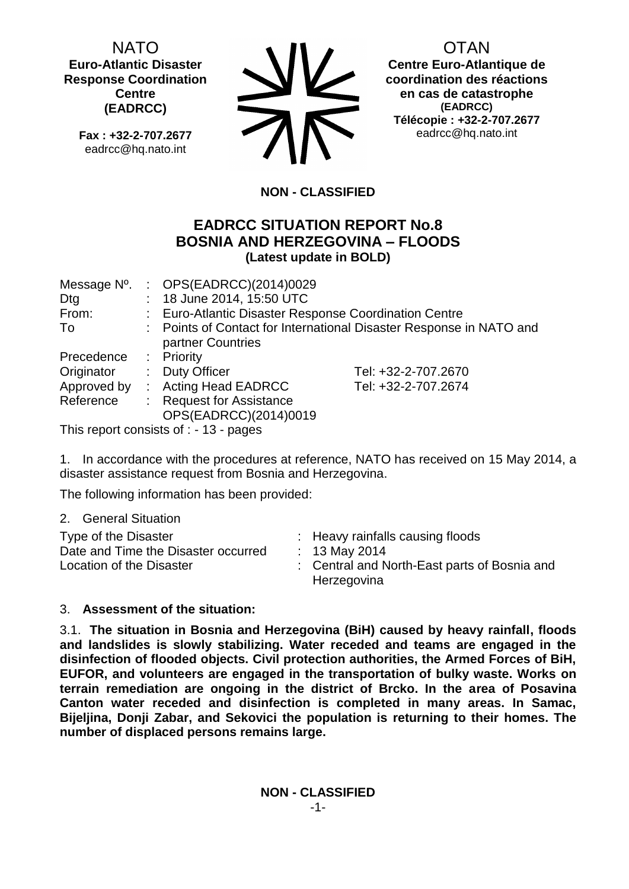NATO
**Euro-Atlantic Disaster Response Coordination Centre (EADRCC)**

**Fax : +32-2-707.2677**
eadrcc@hq.nato.int

OTAN
**Centre Euro-Atlantique de coordination des réactions en cas de catastrophe**
**(EADRCC)**
**Télécopie : +32-2-707.2677**
eadrcc@hq.nato.int

**NON - CLASSIFIED**

## EADRCC SITUATION REPORT No.8
## BOSNIA AND HERZEGOVINA – FLOODS
**(Latest update in BOLD)**

| | | | |
|---|---|---|---|
| Message Nº. | : | OPS(EADRCC)(2014)0029 | |
| Dtg | : | 18 June 2014, 15:50 UTC | |
| From: | : | Euro-Atlantic Disaster Response Coordination Centre | |
| To | : | Points of Contact for International Disaster Response in NATO and partner Countries | |
| Precedence | : | Priority | |
| Originator | : | Duty Officer | Tel: +32-2-707.2670 |
| Approved by | : | Acting Head EADRCC | Tel: +32-2-707.2674 |
| Reference | : | Request for Assistance OPS(EADRCC)(2014)0019 | |

This report consists of : - 13 - pages

1. In accordance with the procedures at reference, NATO has received on 15 May 2014, a disaster assistance request from Bosnia and Herzegovina.

The following information has been provided:

2. General Situation

| | | |
|---|---|---|
| Type of the Disaster | : | Heavy rainfalls causing floods |
| Date and Time the Disaster occurred | : | 13 May 2014 |
| Location of the Disaster | : | Central and North-East parts of Bosnia and Herzegovina |

3. **Assessment of the situation:**

3.1. **The situation in Bosnia and Herzegovina (BiH) caused by heavy rainfall, floods and landslides is slowly stabilizing. Water receded and teams are engaged in the disinfection of flooded objects. Civil protection authorities, the Armed Forces of BiH, EUFOR, and volunteers are engaged in the transportation of bulky waste. Works on terrain remediation are ongoing in the district of Brcko. In the area of Posavina Canton water receded and disinfection is completed in many areas. In Samac, Bijeljina, Donji Zabar, and Sekovici the population is returning to their homes. The number of displaced persons remains large.**

**NON - CLASSIFIED**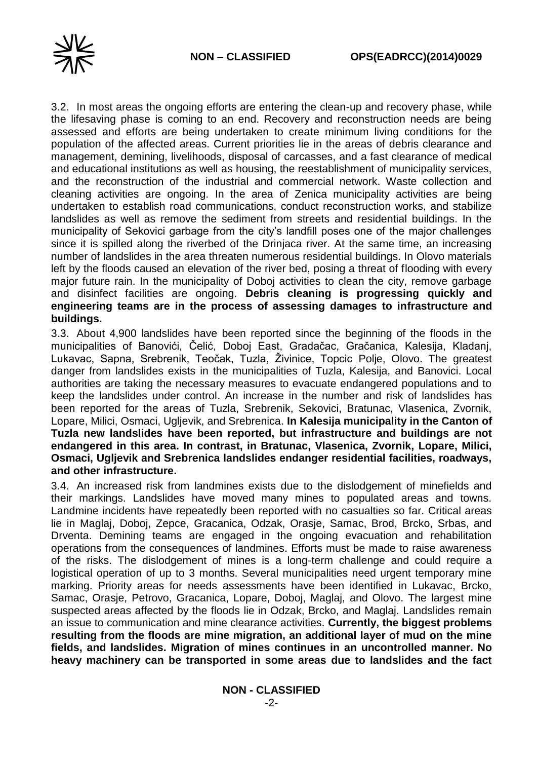3.2. In most areas the ongoing efforts are entering the clean-up and recovery phase, while the lifesaving phase is coming to an end. Recovery and reconstruction needs are being assessed and efforts are being undertaken to create minimum living conditions for the population of the affected areas. Current priorities lie in the areas of debris clearance and management, demining, livelihoods, disposal of carcasses, and a fast clearance of medical and educational institutions as well as housing, the reestablishment of municipality services, and the reconstruction of the industrial and commercial network. Waste collection and cleaning activities are ongoing. In the area of Zenica municipality activities are being undertaken to establish road communications, conduct reconstruction works, and stabilize landslides as well as remove the sediment from streets and residential buildings. In the municipality of Sekovici garbage from the city's landfill poses one of the major challenges since it is spilled along the riverbed of the Drinjaca river. At the same time, an increasing number of landslides in the area threaten numerous residential buildings. In Olovo materials left by the floods caused an elevation of the river bed, posing a threat of flooding with every major future rain. In the municipality of Doboj activities to clean the city, remove garbage and disinfect facilities are ongoing. **Debris cleaning is progressing quickly and engineering teams are in the process of assessing damages to infrastructure and buildings.**

3.3. About 4,900 landslides have been reported since the beginning of the floods in the municipalities of Banovići, Čelić, Doboj East, Gradačac, Gračanica, Kalesija, Kladanj, Lukavac, Sapna, Srebrenik, Teočak, Tuzla, Živinice, Topcic Polje, Olovo. The greatest danger from landslides exists in the municipalities of Tuzla, Kalesija, and Banovici. Local authorities are taking the necessary measures to evacuate endangered populations and to keep the landslides under control. An increase in the number and risk of landslides has been reported for the areas of Tuzla, Srebrenik, Sekovici, Bratunac, Vlasenica, Zvornik, Lopare, Milici, Osmaci, Ugljevik, and Srebrenica. **In Kalesija municipality in the Canton of Tuzla new landslides have been reported, but infrastructure and buildings are not endangered in this area. In contrast, in Bratunac, Vlasenica, Zvornik, Lopare, Milici, Osmaci, Ugljevik and Srebrenica landslides endanger residential facilities, roadways, and other infrastructure.**

3.4. An increased risk from landmines exists due to the dislodgement of minefields and their markings. Landslides have moved many mines to populated areas and towns. Landmine incidents have repeatedly been reported with no casualties so far. Critical areas lie in Maglaj, Doboj, Zepce, Gracanica, Odzak, Orasje, Samac, Brod, Brcko, Srbas, and Drventa. Demining teams are engaged in the ongoing evacuation and rehabilitation operations from the consequences of landmines. Efforts must be made to raise awareness of the risks. The dislodgement of mines is a long-term challenge and could require a logistical operation of up to 3 months. Several municipalities need urgent temporary mine marking. Priority areas for needs assessments have been identified in Lukavac, Brcko, Samac, Orasje, Petrovo, Gracanica, Lopare, Doboj, Maglaj, and Olovo. The largest mine suspected areas affected by the floods lie in Odzak, Brcko, and Maglaj. Landslides remain an issue to communication and mine clearance activities. **Currently, the biggest problems resulting from the floods are mine migration, an additional layer of mud on the mine fields, and landslides. Migration of mines continues in an uncontrolled manner. No heavy machinery can be transported in some areas due to landslides and the fact**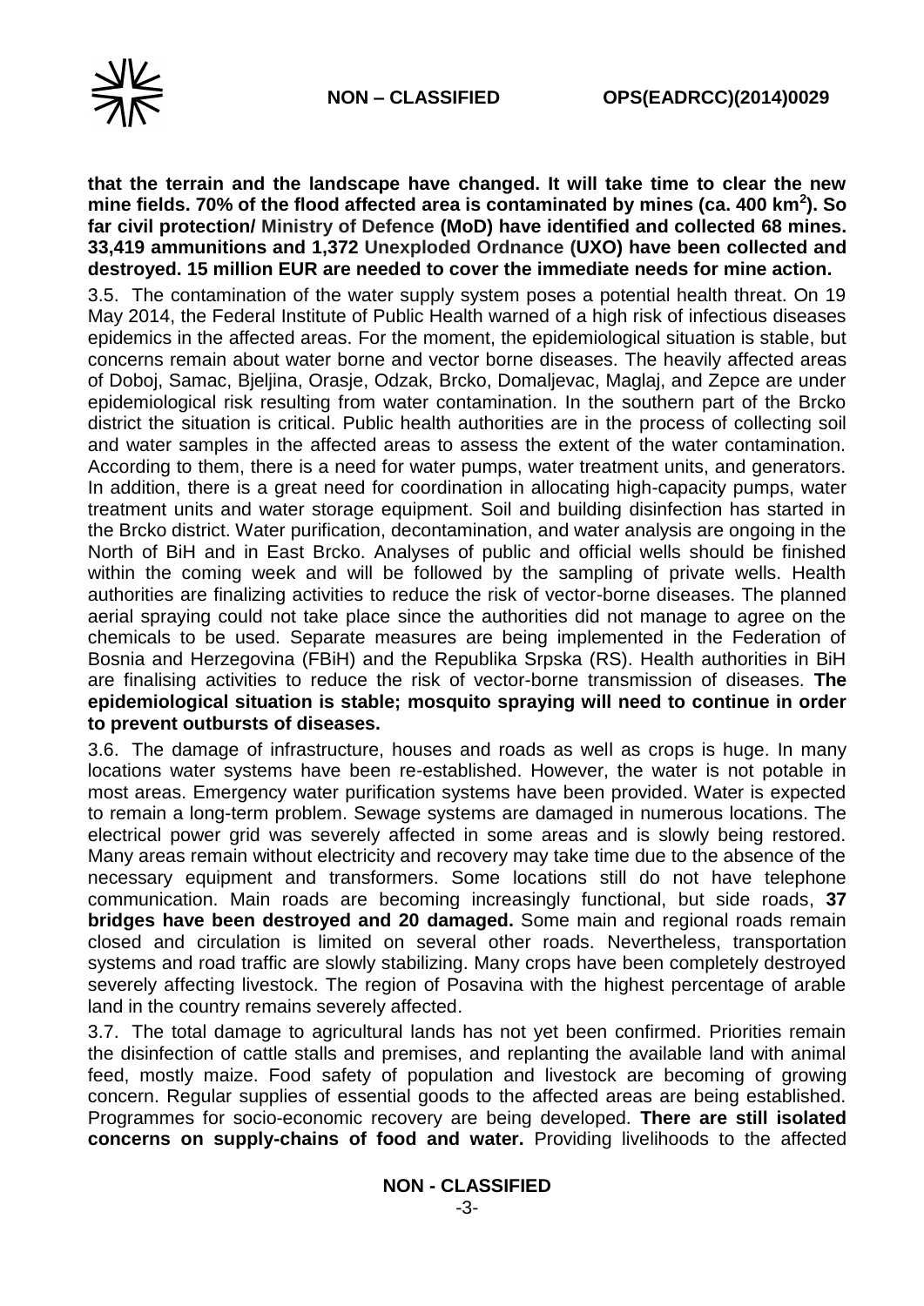**that the terrain and the landscape have changed. It will take time to clear the new mine fields. 70% of the flood affected area is contaminated by mines (ca. 400 km$^2$). So far civil protection/ Ministry of Defence (MoD) have identified and collected 68 mines. 33,419 ammunitions and 1,372 Unexploded Ordnance (UXO) have been collected and destroyed. 15 million EUR are needed to cover the immediate needs for mine action.**

3.5. The contamination of the water supply system poses a potential health threat. On 19 May 2014, the Federal Institute of Public Health warned of a high risk of infectious diseases epidemics in the affected areas. For the moment, the epidemiological situation is stable, but concerns remain about water borne and vector borne diseases. The heavily affected areas of Doboj, Samac, Bjeljina, Orasje, Odzak, Brcko, Domaljevac, Maglaj, and Zepce are under epidemiological risk resulting from water contamination. In the southern part of the Brcko district the situation is critical. Public health authorities are in the process of collecting soil and water samples in the affected areas to assess the extent of the water contamination. According to them, there is a need for water pumps, water treatment units, and generators. In addition, there is a great need for coordination in allocating high-capacity pumps, water treatment units and water storage equipment. Soil and building disinfection has started in the Brcko district. Water purification, decontamination, and water analysis are ongoing in the North of BiH and in East Brcko. Analyses of public and official wells should be finished within the coming week and will be followed by the sampling of private wells. Health authorities are finalizing activities to reduce the risk of vector-borne diseases. The planned aerial spraying could not take place since the authorities did not manage to agree on the chemicals to be used. Separate measures are being implemented in the Federation of Bosnia and Herzegovina (FBiH) and the Republika Srpska (RS). Health authorities in BiH are finalising activities to reduce the risk of vector-borne transmission of diseases. **The epidemiological situation is stable; mosquito spraying will need to continue in order to prevent outbursts of diseases.**

3.6. The damage of infrastructure, houses and roads as well as crops is huge. In many locations water systems have been re-established. However, the water is not potable in most areas. Emergency water purification systems have been provided. Water is expected to remain a long-term problem. Sewage systems are damaged in numerous locations. The electrical power grid was severely affected in some areas and is slowly being restored. Many areas remain without electricity and recovery may take time due to the absence of the necessary equipment and transformers. Some locations still do not have telephone communication. Main roads are becoming increasingly functional, but side roads, **37 bridges have been destroyed and 20 damaged.** Some main and regional roads remain closed and circulation is limited on several other roads. Nevertheless, transportation systems and road traffic are slowly stabilizing. Many crops have been completely destroyed severely affecting livestock. The region of Posavina with the highest percentage of arable land in the country remains severely affected.

3.7. The total damage to agricultural lands has not yet been confirmed. Priorities remain the disinfection of cattle stalls and premises, and replanting the available land with animal feed, mostly maize. Food safety of population and livestock are becoming of growing concern. Regular supplies of essential goods to the affected areas are being established. Programmes for socio-economic recovery are being developed. **There are still isolated concerns on supply-chains of food and water.** Providing livelihoods to the affected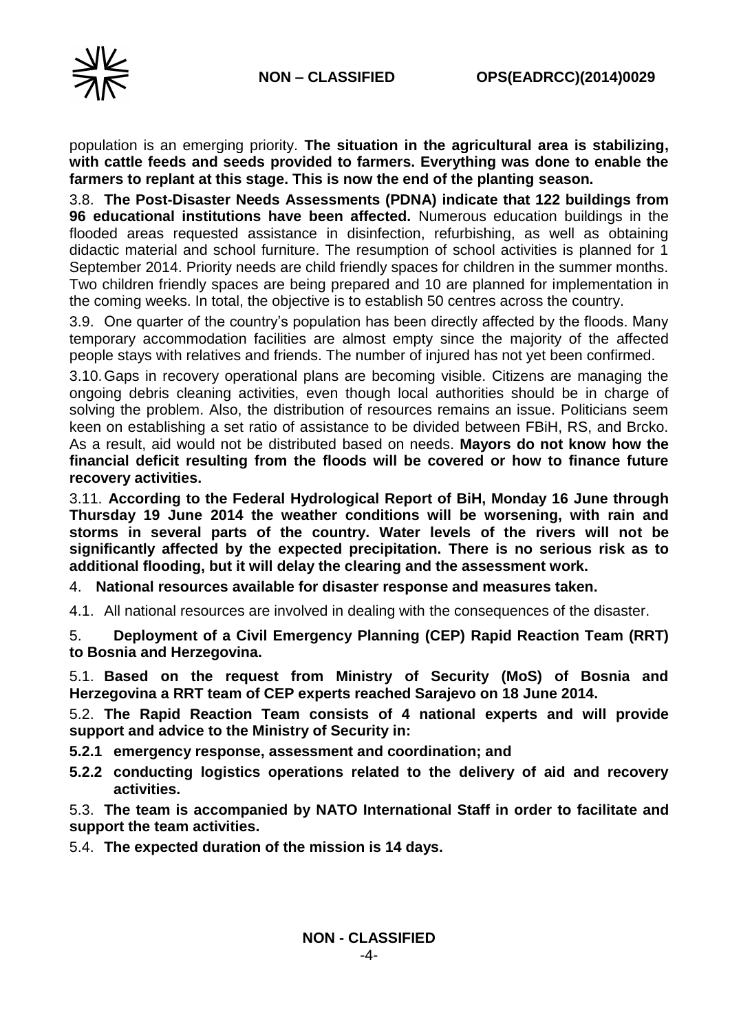population is an emerging priority. **The situation in the agricultural area is stabilizing, with cattle feeds and seeds provided to farmers. Everything was done to enable the farmers to replant at this stage. This is now the end of the planting season.**

3.8. **The Post-Disaster Needs Assessments (PDNA) indicate that 122 buildings from 96 educational institutions have been affected.** Numerous education buildings in the flooded areas requested assistance in disinfection, refurbishing, as well as obtaining didactic material and school furniture. The resumption of school activities is planned for 1 September 2014. Priority needs are child friendly spaces for children in the summer months. Two children friendly spaces are being prepared and 10 are planned for implementation in the coming weeks. In total, the objective is to establish 50 centres across the country.

3.9. One quarter of the country's population has been directly affected by the floods. Many temporary accommodation facilities are almost empty since the majority of the affected people stays with relatives and friends. The number of injured has not yet been confirmed.

3.10. Gaps in recovery operational plans are becoming visible. Citizens are managing the ongoing debris cleaning activities, even though local authorities should be in charge of solving the problem. Also, the distribution of resources remains an issue. Politicians seem keen on establishing a set ratio of assistance to be divided between FBiH, RS, and Brcko. As a result, aid would not be distributed based on needs. **Mayors do not know how the financial deficit resulting from the floods will be covered or how to finance future recovery activities.**

3.11. **According to the Federal Hydrological Report of BiH, Monday 16 June through Thursday 19 June 2014 the weather conditions will be worsening, with rain and storms in several parts of the country. Water levels of the rivers will not be significantly affected by the expected precipitation. There is no serious risk as to additional flooding, but it will delay the clearing and the assessment work.**

4. **National resources available for disaster response and measures taken.**

4.1. All national resources are involved in dealing with the consequences of the disaster.

5. **Deployment of a Civil Emergency Planning (CEP) Rapid Reaction Team (RRT) to Bosnia and Herzegovina.**

5.1. **Based on the request from Ministry of Security (MoS) of Bosnia and Herzegovina a RRT team of CEP experts reached Sarajevo on 18 June 2014.**

5.2. **The Rapid Reaction Team consists of 4 national experts and will provide support and advice to the Ministry of Security in:**

**5.2.1 emergency response, assessment and coordination; and**

**5.2.2 conducting logistics operations related to the delivery of aid and recovery activities.**

5.3. **The team is accompanied by NATO International Staff in order to facilitate and support the team activities.**

5.4. **The expected duration of the mission is 14 days.**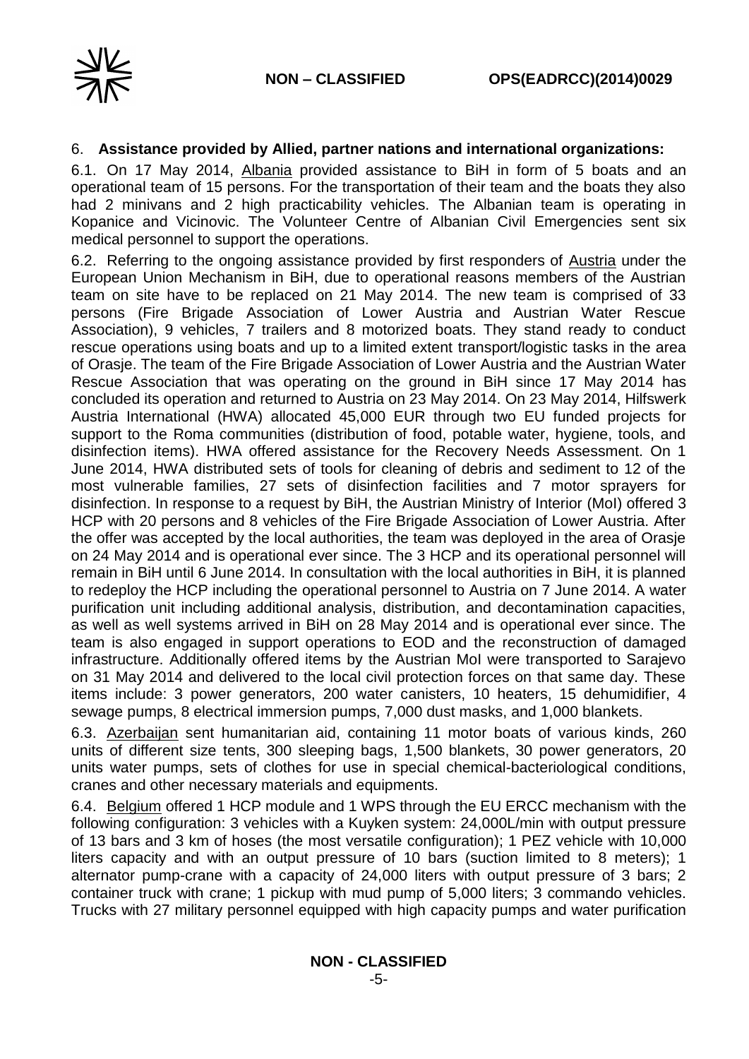6. **Assistance provided by Allied, partner nations and international organizations:**

6.1. On 17 May 2014, Albania provided assistance to BiH in form of 5 boats and an operational team of 15 persons. For the transportation of their team and the boats they also had 2 minivans and 2 high practicability vehicles. The Albanian team is operating in Kopanice and Vicinovic. The Volunteer Centre of Albanian Civil Emergencies sent six medical personnel to support the operations.

6.2. Referring to the ongoing assistance provided by first responders of Austria under the European Union Mechanism in BiH, due to operational reasons members of the Austrian team on site have to be replaced on 21 May 2014. The new team is comprised of 33 persons (Fire Brigade Association of Lower Austria and Austrian Water Rescue Association), 9 vehicles, 7 trailers and 8 motorized boats. They stand ready to conduct rescue operations using boats and up to a limited extent transport/logistic tasks in the area of Orasje. The team of the Fire Brigade Association of Lower Austria and the Austrian Water Rescue Association that was operating on the ground in BiH since 17 May 2014 has concluded its operation and returned to Austria on 23 May 2014. On 23 May 2014, Hilfswerk Austria International (HWA) allocated 45,000 EUR through two EU funded projects for support to the Roma communities (distribution of food, potable water, hygiene, tools, and disinfection items). HWA offered assistance for the Recovery Needs Assessment. On 1 June 2014, HWA distributed sets of tools for cleaning of debris and sediment to 12 of the most vulnerable families, 27 sets of disinfection facilities and 7 motor sprayers for disinfection. In response to a request by BiH, the Austrian Ministry of Interior (MoI) offered 3 HCP with 20 persons and 8 vehicles of the Fire Brigade Association of Lower Austria. After the offer was accepted by the local authorities, the team was deployed in the area of Orasje on 24 May 2014 and is operational ever since. The 3 HCP and its operational personnel will remain in BiH until 6 June 2014. In consultation with the local authorities in BiH, it is planned to redeploy the HCP including the operational personnel to Austria on 7 June 2014. A water purification unit including additional analysis, distribution, and decontamination capacities, as well as well systems arrived in BiH on 28 May 2014 and is operational ever since. The team is also engaged in support operations to EOD and the reconstruction of damaged infrastructure. Additionally offered items by the Austrian MoI were transported to Sarajevo on 31 May 2014 and delivered to the local civil protection forces on that same day. These items include: 3 power generators, 200 water canisters, 10 heaters, 15 dehumidifier, 4 sewage pumps, 8 electrical immersion pumps, 7,000 dust masks, and 1,000 blankets.

6.3. Azerbaijan sent humanitarian aid, containing 11 motor boats of various kinds, 260 units of different size tents, 300 sleeping bags, 1,500 blankets, 30 power generators, 20 units water pumps, sets of clothes for use in special chemical-bacteriological conditions, cranes and other necessary materials and equipments.

6.4. Belgium offered 1 HCP module and 1 WPS through the EU ERCC mechanism with the following configuration: 3 vehicles with a Kuyken system: 24,000L/min with output pressure of 13 bars and 3 km of hoses (the most versatile configuration); 1 PEZ vehicle with 10,000 liters capacity and with an output pressure of 10 bars (suction limited to 8 meters); 1 alternator pump-crane with a capacity of 24,000 liters with output pressure of 3 bars; 2 container truck with crane; 1 pickup with mud pump of 5,000 liters; 3 commando vehicles. Trucks with 27 military personnel equipped with high capacity pumps and water purification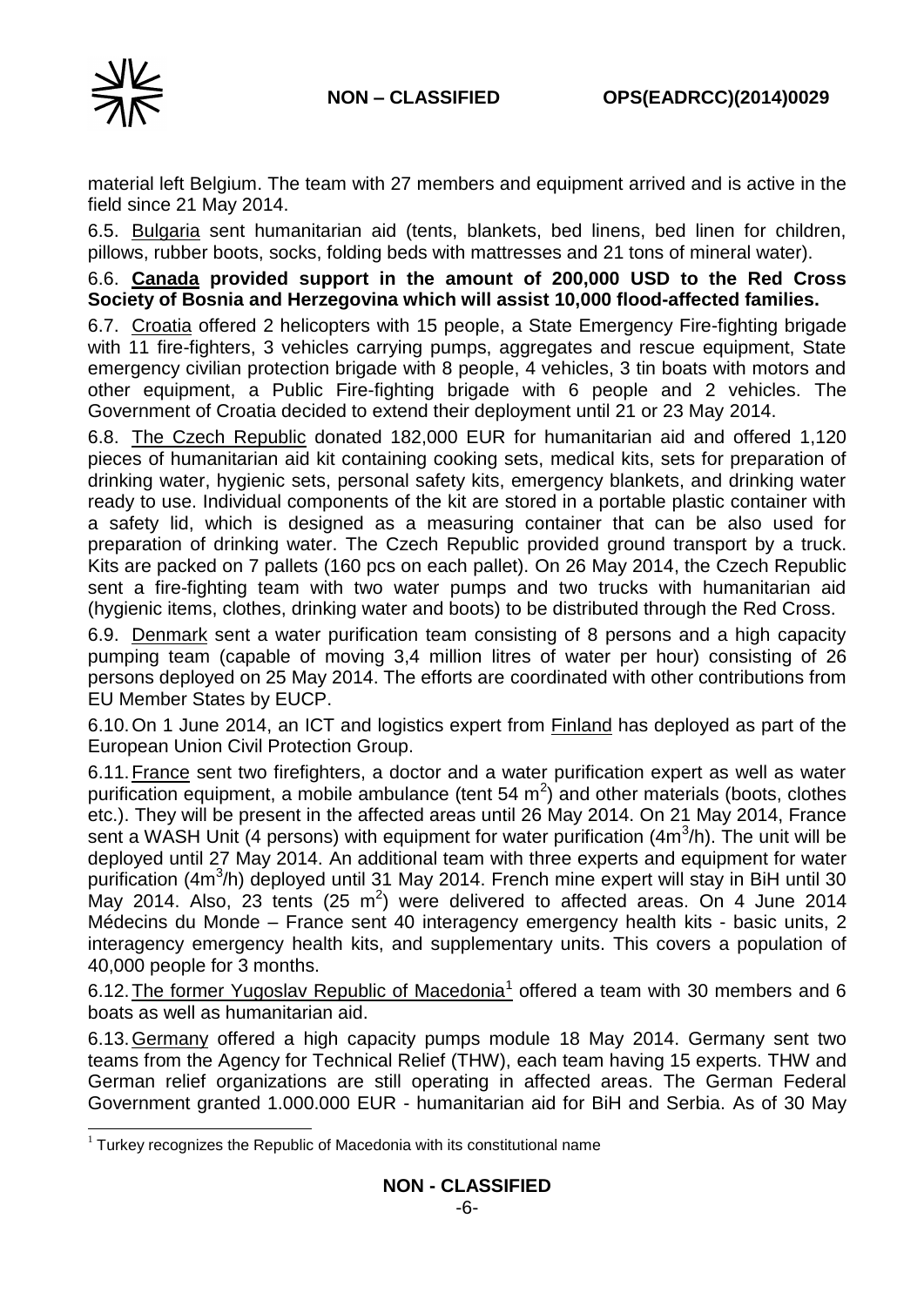material left Belgium. The team with 27 members and equipment arrived and is active in the field since 21 May 2014.

6.5. Bulgaria sent humanitarian aid (tents, blankets, bed linens, bed linen for children, pillows, rubber boots, socks, folding beds with mattresses and 21 tons of mineral water).

6.6. **Canada provided support in the amount of 200,000 USD to the Red Cross Society of Bosnia and Herzegovina which will assist 10,000 flood-affected families.**

6.7. Croatia offered 2 helicopters with 15 people, a State Emergency Fire-fighting brigade with 11 fire-fighters, 3 vehicles carrying pumps, aggregates and rescue equipment, State emergency civilian protection brigade with 8 people, 4 vehicles, 3 tin boats with motors and other equipment, a Public Fire-fighting brigade with 6 people and 2 vehicles. The Government of Croatia decided to extend their deployment until 21 or 23 May 2014.

6.8. The Czech Republic donated 182,000 EUR for humanitarian aid and offered 1,120 pieces of humanitarian aid kit containing cooking sets, medical kits, sets for preparation of drinking water, hygienic sets, personal safety kits, emergency blankets, and drinking water ready to use. Individual components of the kit are stored in a portable plastic container with a safety lid, which is designed as a measuring container that can be also used for preparation of drinking water. The Czech Republic provided ground transport by a truck. Kits are packed on 7 pallets (160 pcs on each pallet). On 26 May 2014, the Czech Republic sent a fire-fighting team with two water pumps and two trucks with humanitarian aid (hygienic items, clothes, drinking water and boots) to be distributed through the Red Cross.

6.9. Denmark sent a water purification team consisting of 8 persons and a high capacity pumping team (capable of moving 3,4 million litres of water per hour) consisting of 26 persons deployed on 25 May 2014. The efforts are coordinated with other contributions from EU Member States by EUCP.

6.10. On 1 June 2014, an ICT and logistics expert from Finland has deployed as part of the European Union Civil Protection Group.

6.11. France sent two firefighters, a doctor and a water purification expert as well as water purification equipment, a mobile ambulance (tent 54 $m^2$) and other materials (boots, clothes etc.). They will be present in the affected areas until 26 May 2014. On 21 May 2014, France sent a WASH Unit (4 persons) with equipment for water purification ($4m^3/h$). The unit will be deployed until 27 May 2014. An additional team with three experts and equipment for water purification ($4m^3/h$) deployed until 31 May 2014. French mine expert will stay in BiH until 30 May 2014. Also, 23 tents (25 $m^2$) were delivered to affected areas. On 4 June 2014 Médecins du Monde – France sent 40 interagency emergency health kits - basic units, 2 interagency emergency health kits, and supplementary units. This covers a population of 40,000 people for 3 months.

6.12. The former Yugoslav Republic of Macedonia[1] offered a team with 30 members and 6 boats as well as humanitarian aid.

6.13. Germany offered a high capacity pumps module 18 May 2014. Germany sent two teams from the Agency for Technical Relief (THW), each team having 15 experts. THW and German relief organizations are still operating in affected areas. The German Federal Government granted 1.000.000 EUR - humanitarian aid for BiH and Serbia. As of 30 May

[1] Turkey recognizes the Republic of Macedonia with its constitutional name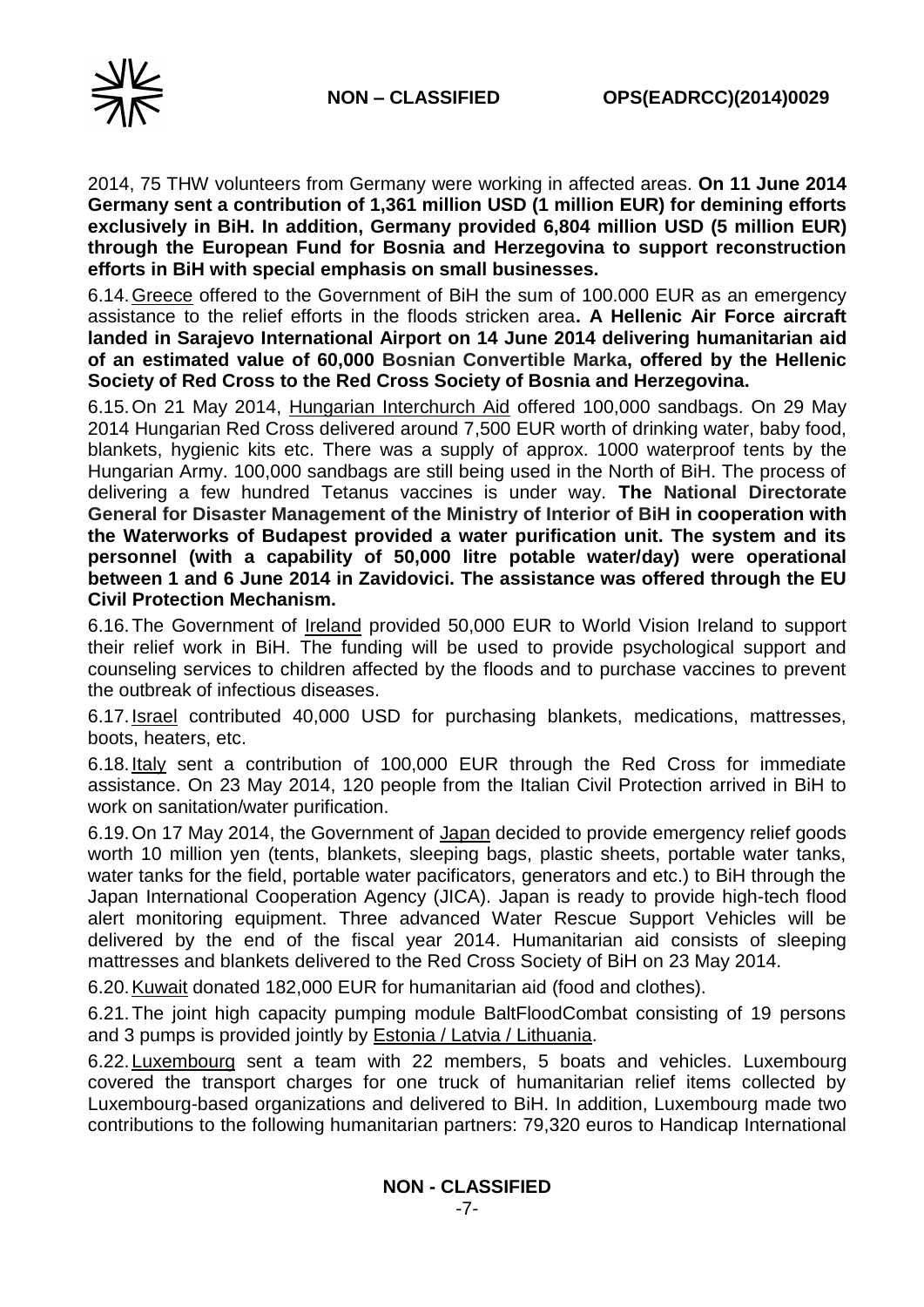2014, 75 THW volunteers from Germany were working in affected areas. **On 11 June 2014 Germany sent a contribution of 1,361 million USD (1 million EUR) for demining efforts exclusively in BiH. In addition, Germany provided 6,804 million USD (5 million EUR) through the European Fund for Bosnia and Herzegovina to support reconstruction efforts in BiH with special emphasis on small businesses.**

6.14. Greece offered to the Government of BiH the sum of 100.000 EUR as an emergency assistance to the relief efforts in the floods stricken area**. A Hellenic Air Force aircraft landed in Sarajevo International Airport on 14 June 2014 delivering humanitarian aid of an estimated value of 60,000 Bosnian Convertible Marka, offered by the Hellenic Society of Red Cross to the Red Cross Society of Bosnia and Herzegovina.**

6.15. On 21 May 2014, Hungarian Interchurch Aid offered 100,000 sandbags. On 29 May 2014 Hungarian Red Cross delivered around 7,500 EUR worth of drinking water, baby food, blankets, hygienic kits etc. There was a supply of approx. 1000 waterproof tents by the Hungarian Army. 100,000 sandbags are still being used in the North of BiH. The process of delivering a few hundred Tetanus vaccines is under way. **The National Directorate General for Disaster Management of the Ministry of Interior of BiH in cooperation with the Waterworks of Budapest provided a water purification unit. The system and its personnel (with a capability of 50,000 litre potable water/day) were operational between 1 and 6 June 2014 in Zavidovici. The assistance was offered through the EU Civil Protection Mechanism.**

6.16. The Government of Ireland provided 50,000 EUR to World Vision Ireland to support their relief work in BiH. The funding will be used to provide psychological support and counseling services to children affected by the floods and to purchase vaccines to prevent the outbreak of infectious diseases.

6.17. Israel contributed 40,000 USD for purchasing blankets, medications, mattresses, boots, heaters, etc.

6.18. Italy sent a contribution of 100,000 EUR through the Red Cross for immediate assistance. On 23 May 2014, 120 people from the Italian Civil Protection arrived in BiH to work on sanitation/water purification.

6.19. On 17 May 2014, the Government of Japan decided to provide emergency relief goods worth 10 million yen (tents, blankets, sleeping bags, plastic sheets, portable water tanks, water tanks for the field, portable water pacificators, generators and etc.) to BiH through the Japan International Cooperation Agency (JICA). Japan is ready to provide high-tech flood alert monitoring equipment. Three advanced Water Rescue Support Vehicles will be delivered by the end of the fiscal year 2014. Humanitarian aid consists of sleeping mattresses and blankets delivered to the Red Cross Society of BiH on 23 May 2014.

6.20. Kuwait donated 182,000 EUR for humanitarian aid (food and clothes).

6.21. The joint high capacity pumping module BaltFloodCombat consisting of 19 persons and 3 pumps is provided jointly by Estonia / Latvia / Lithuania.

6.22. Luxembourg sent a team with 22 members, 5 boats and vehicles. Luxembourg covered the transport charges for one truck of humanitarian relief items collected by Luxembourg-based organizations and delivered to BiH. In addition, Luxembourg made two contributions to the following humanitarian partners: 79,320 euros to Handicap International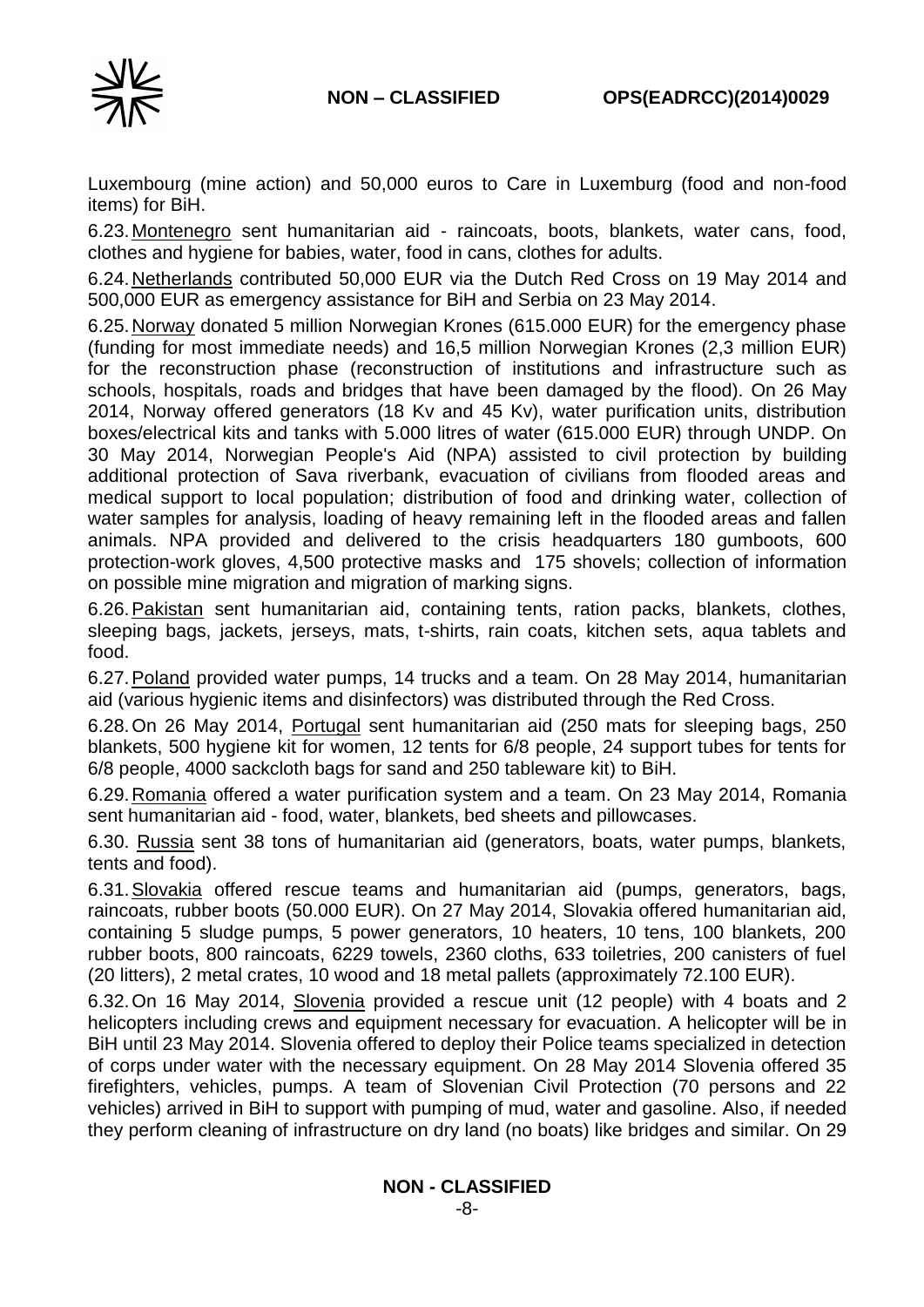Luxembourg (mine action) and 50,000 euros to Care in Luxemburg (food and non-food items) for BiH.

6.23. Montenegro sent humanitarian aid - raincoats, boots, blankets, water cans, food, clothes and hygiene for babies, water, food in cans, clothes for adults.

6.24. Netherlands contributed 50,000 EUR via the Dutch Red Cross on 19 May 2014 and 500,000 EUR as emergency assistance for BiH and Serbia on 23 May 2014.

6.25. Norway donated 5 million Norwegian Krones (615.000 EUR) for the emergency phase (funding for most immediate needs) and 16,5 million Norwegian Krones (2,3 million EUR) for the reconstruction phase (reconstruction of institutions and infrastructure such as schools, hospitals, roads and bridges that have been damaged by the flood). On 26 May 2014, Norway offered generators (18 Kv and 45 Kv), water purification units, distribution boxes/electrical kits and tanks with 5.000 litres of water (615.000 EUR) through UNDP. On 30 May 2014, Norwegian People's Aid (NPA) assisted to civil protection by building additional protection of Sava riverbank, evacuation of civilians from flooded areas and medical support to local population; distribution of food and drinking water, collection of water samples for analysis, loading of heavy remaining left in the flooded areas and fallen animals. NPA provided and delivered to the crisis headquarters 180 gumboots, 600 protection-work gloves, 4,500 protective masks and 175 shovels; collection of information on possible mine migration and migration of marking signs.

6.26. Pakistan sent humanitarian aid, containing tents, ration packs, blankets, clothes, sleeping bags, jackets, jerseys, mats, t-shirts, rain coats, kitchen sets, aqua tablets and food.

6.27. Poland provided water pumps, 14 trucks and a team. On 28 May 2014, humanitarian aid (various hygienic items and disinfectors) was distributed through the Red Cross.

6.28. On 26 May 2014, Portugal sent humanitarian aid (250 mats for sleeping bags, 250 blankets, 500 hygiene kit for women, 12 tents for 6/8 people, 24 support tubes for tents for 6/8 people, 4000 sackcloth bags for sand and 250 tableware kit) to BiH.

6.29. Romania offered a water purification system and a team. On 23 May 2014, Romania sent humanitarian aid - food, water, blankets, bed sheets and pillowcases.

6.30. Russia sent 38 tons of humanitarian aid (generators, boats, water pumps, blankets, tents and food).

6.31. Slovakia offered rescue teams and humanitarian aid (pumps, generators, bags, raincoats, rubber boots (50.000 EUR). On 27 May 2014, Slovakia offered humanitarian aid, containing 5 sludge pumps, 5 power generators, 10 heaters, 10 tens, 100 blankets, 200 rubber boots, 800 raincoats, 6229 towels, 2360 cloths, 633 toiletries, 200 canisters of fuel (20 litters), 2 metal crates, 10 wood and 18 metal pallets (approximately 72.100 EUR).

6.32. On 16 May 2014, Slovenia provided a rescue unit (12 people) with 4 boats and 2 helicopters including crews and equipment necessary for evacuation. A helicopter will be in BiH until 23 May 2014. Slovenia offered to deploy their Police teams specialized in detection of corps under water with the necessary equipment. On 28 May 2014 Slovenia offered 35 firefighters, vehicles, pumps. A team of Slovenian Civil Protection (70 persons and 22 vehicles) arrived in BiH to support with pumping of mud, water and gasoline. Also, if needed they perform cleaning of infrastructure on dry land (no boats) like bridges and similar. On 29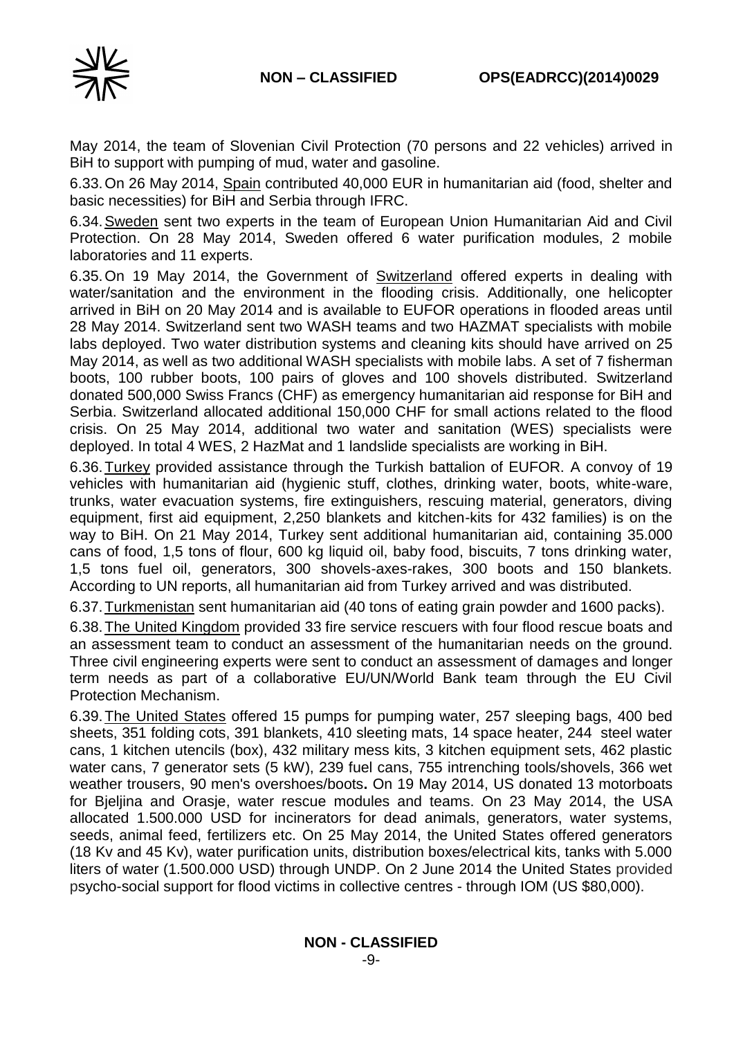May 2014, the team of Slovenian Civil Protection (70 persons and 22 vehicles) arrived in BiH to support with pumping of mud, water and gasoline.

6.33. On 26 May 2014, Spain contributed 40,000 EUR in humanitarian aid (food, shelter and basic necessities) for BiH and Serbia through IFRC.

6.34. Sweden sent two experts in the team of European Union Humanitarian Aid and Civil Protection. On 28 May 2014, Sweden offered 6 water purification modules, 2 mobile laboratories and 11 experts.

6.35. On 19 May 2014, the Government of Switzerland offered experts in dealing with water/sanitation and the environment in the flooding crisis. Additionally, one helicopter arrived in BiH on 20 May 2014 and is available to EUFOR operations in flooded areas until 28 May 2014. Switzerland sent two WASH teams and two HAZMAT specialists with mobile labs deployed. Two water distribution systems and cleaning kits should have arrived on 25 May 2014, as well as two additional WASH specialists with mobile labs. A set of 7 fisherman boots, 100 rubber boots, 100 pairs of gloves and 100 shovels distributed. Switzerland donated 500,000 Swiss Francs (CHF) as emergency humanitarian aid response for BiH and Serbia. Switzerland allocated additional 150,000 CHF for small actions related to the flood crisis. On 25 May 2014, additional two water and sanitation (WES) specialists were deployed. In total 4 WES, 2 HazMat and 1 landslide specialists are working in BiH.

6.36. Turkey provided assistance through the Turkish battalion of EUFOR. A convoy of 19 vehicles with humanitarian aid (hygienic stuff, clothes, drinking water, boots, white-ware, trunks, water evacuation systems, fire extinguishers, rescuing material, generators, diving equipment, first aid equipment, 2,250 blankets and kitchen-kits for 432 families) is on the way to BiH. On 21 May 2014, Turkey sent additional humanitarian aid, containing 35.000 cans of food, 1,5 tons of flour, 600 kg liquid oil, baby food, biscuits, 7 tons drinking water, 1,5 tons fuel oil, generators, 300 shovels-axes-rakes, 300 boots and 150 blankets. According to UN reports, all humanitarian aid from Turkey arrived and was distributed.

6.37. Turkmenistan sent humanitarian aid (40 tons of eating grain powder and 1600 packs).

6.38. The United Kingdom provided 33 fire service rescuers with four flood rescue boats and an assessment team to conduct an assessment of the humanitarian needs on the ground. Three civil engineering experts were sent to conduct an assessment of damages and longer term needs as part of a collaborative EU/UN/World Bank team through the EU Civil Protection Mechanism.

6.39. The United States offered 15 pumps for pumping water, 257 sleeping bags, 400 bed sheets, 351 folding cots, 391 blankets, 410 sleeting mats, 14 space heater, 244 steel water cans, 1 kitchen utencils (box), 432 military mess kits, 3 kitchen equipment sets, 462 plastic water cans, 7 generator sets (5 kW), 239 fuel cans, 755 intrenching tools/shovels, 366 wet weather trousers, 90 men's overshoes/boots**.** On 19 May 2014, US donated 13 motorboats for Bjeljina and Orasje, water rescue modules and teams. On 23 May 2014, the USA allocated 1.500.000 USD for incinerators for dead animals, generators, water systems, seeds, animal feed, fertilizers etc. On 25 May 2014, the United States offered generators (18 Kv and 45 Kv), water purification units, distribution boxes/electrical kits, tanks with 5.000 liters of water (1.500.000 USD) through UNDP. On 2 June 2014 the United States provided psycho-social support for flood victims in collective centres - through IOM (US $80,000).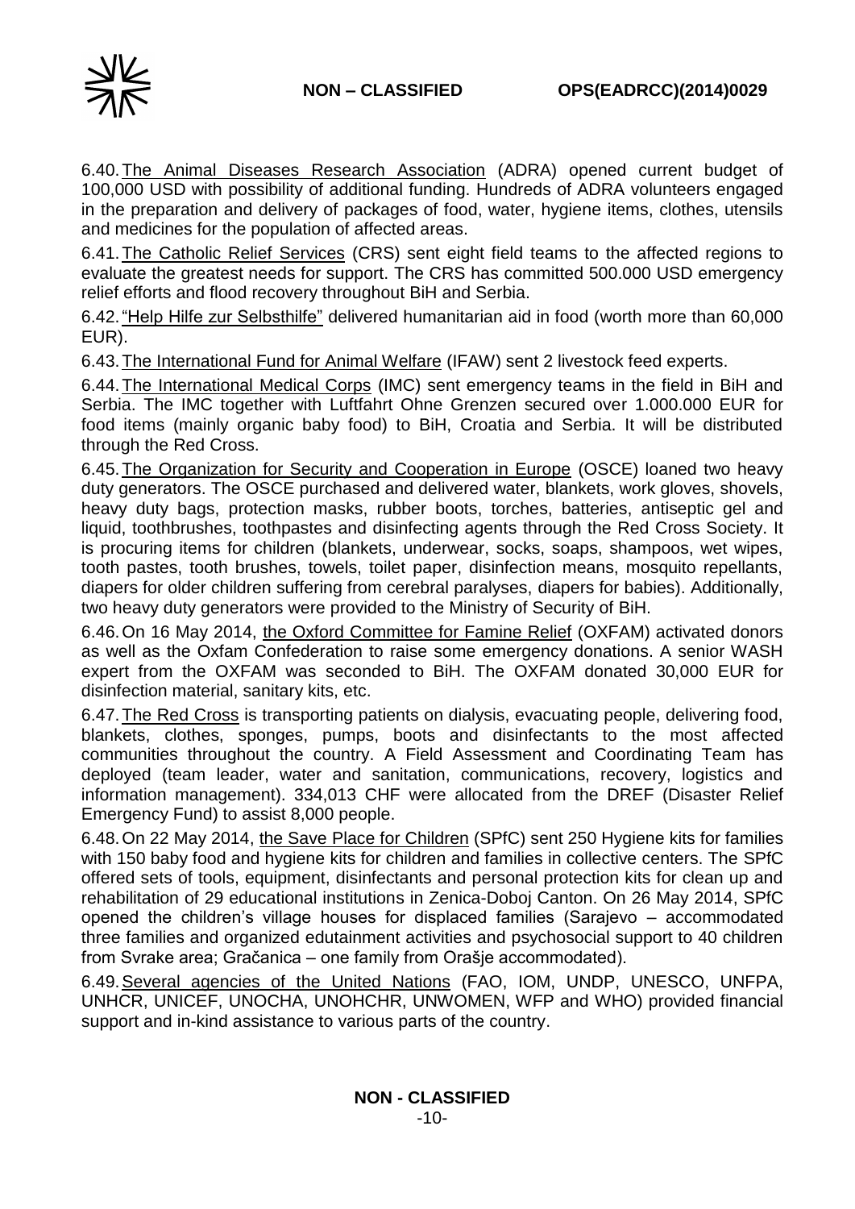6.40. The Animal Diseases Research Association (ADRA) opened current budget of 100,000 USD with possibility of additional funding. Hundreds of ADRA volunteers engaged in the preparation and delivery of packages of food, water, hygiene items, clothes, utensils and medicines for the population of affected areas.

6.41. The Catholic Relief Services (CRS) sent eight field teams to the affected regions to evaluate the greatest needs for support. The CRS has committed 500.000 USD emergency relief efforts and flood recovery throughout BiH and Serbia.

6.42. "Help Hilfe zur Selbsthilfe" delivered humanitarian aid in food (worth more than 60,000 EUR).

6.43. The International Fund for Animal Welfare (IFAW) sent 2 livestock feed experts.

6.44. The International Medical Corps (IMC) sent emergency teams in the field in BiH and Serbia. The IMC together with Luftfahrt Ohne Grenzen secured over 1.000.000 EUR for food items (mainly organic baby food) to BiH, Croatia and Serbia. It will be distributed through the Red Cross.

6.45. The Organization for Security and Cooperation in Europe (OSCE) loaned two heavy duty generators. The OSCE purchased and delivered water, blankets, work gloves, shovels, heavy duty bags, protection masks, rubber boots, torches, batteries, antiseptic gel and liquid, toothbrushes, toothpastes and disinfecting agents through the Red Cross Society. It is procuring items for children (blankets, underwear, socks, soaps, shampoos, wet wipes, tooth pastes, tooth brushes, towels, toilet paper, disinfection means, mosquito repellants, diapers for older children suffering from cerebral paralyses, diapers for babies). Additionally, two heavy duty generators were provided to the Ministry of Security of BiH.

6.46. On 16 May 2014, the Oxford Committee for Famine Relief (OXFAM) activated donors as well as the Oxfam Confederation to raise some emergency donations. A senior WASH expert from the OXFAM was seconded to BiH. The OXFAM donated 30,000 EUR for disinfection material, sanitary kits, etc.

6.47. The Red Cross is transporting patients on dialysis, evacuating people, delivering food, blankets, clothes, sponges, pumps, boots and disinfectants to the most affected communities throughout the country. A Field Assessment and Coordinating Team has deployed (team leader, water and sanitation, communications, recovery, logistics and information management). 334,013 CHF were allocated from the DREF (Disaster Relief Emergency Fund) to assist 8,000 people.

6.48. On 22 May 2014, the Save Place for Children (SPfC) sent 250 Hygiene kits for families with 150 baby food and hygiene kits for children and families in collective centers. The SPfC offered sets of tools, equipment, disinfectants and personal protection kits for clean up and rehabilitation of 29 educational institutions in Zenica-Doboj Canton. On 26 May 2014, SPfC opened the children's village houses for displaced families (Sarajevo – accommodated three families and organized edutainment activities and psychosocial support to 40 children from Svrake area; Gračanica – one family from Orašje accommodated).

6.49. Several agencies of the United Nations (FAO, IOM, UNDP, UNESCO, UNFPA, UNHCR, UNICEF, UNOCHA, UNOHCHR, UNWOMEN, WFP and WHO) provided financial support and in-kind assistance to various parts of the country.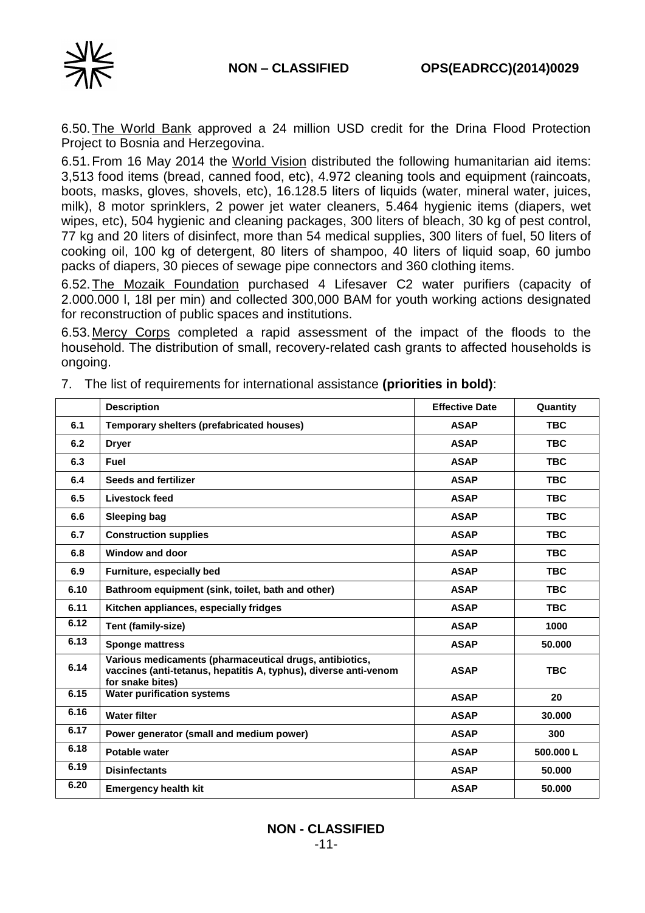6.50. <u>The World Bank</u> approved a 24 million USD credit for the Drina Flood Protection Project to Bosnia and Herzegovina.

6.51. From 16 May 2014 the <u>World Vision</u> distributed the following humanitarian aid items: 3,513 food items (bread, canned food, etc), 4.972 cleaning tools and equipment (raincoats, boots, masks, gloves, shovels, etc), 16.128.5 liters of liquids (water, mineral water, juices, milk), 8 motor sprinklers, 2 power jet water cleaners, 5.464 hygienic items (diapers, wet wipes, etc), 504 hygienic and cleaning packages, 300 liters of bleach, 30 kg of pest control, 77 kg and 20 liters of disinfect, more than 54 medical supplies, 300 liters of fuel, 50 liters of cooking oil, 100 kg of detergent, 80 liters of shampoo, 40 liters of liquid soap, 60 jumbo packs of diapers, 30 pieces of sewage pipe connectors and 360 clothing items.

6.52. <u>The Mozaik Foundation</u> purchased 4 Lifesaver C2 water purifiers (capacity of 2.000.000 l, 18l per min) and collected 300,000 BAM for youth working actions designated for reconstruction of public spaces and institutions.

6.53. <u>Mercy Corps</u> completed a rapid assessment of the impact of the floods to the household. The distribution of small, recovery-related cash grants to affected households is ongoing.

7. The list of requirements for international assistance **(priorities in bold)**:

| | Description | Effective Date | Quantity |
|---|---|---|---|
| **6.1** | **Temporary shelters (prefabricated houses)** | **ASAP** | **TBC** |
| **6.2** | **Dryer** | **ASAP** | **TBC** |
| **6.3** | **Fuel** | **ASAP** | **TBC** |
| **6.4** | **Seeds and fertilizer** | **ASAP** | **TBC** |
| **6.5** | **Livestock feed** | **ASAP** | **TBC** |
| **6.6** | **Sleeping bag** | **ASAP** | **TBC** |
| **6.7** | **Construction supplies** | **ASAP** | **TBC** |
| **6.8** | **Window and door** | **ASAP** | **TBC** |
| **6.9** | **Furniture, especially bed** | **ASAP** | **TBC** |
| **6.10** | **Bathroom equipment (sink, toilet, bath and other)** | **ASAP** | **TBC** |
| **6.11** | **Kitchen appliances, especially fridges** | **ASAP** | **TBC** |
| **6.12** | **Tent (family-size)** | **ASAP** | **1000** |
| **6.13** | **Sponge mattress** | **ASAP** | **50.000** |
| **6.14** | **Various medicaments (pharmaceutical drugs, antibiotics, vaccines (anti-tetanus, hepatitis A, typhus), diverse anti-venom for snake bites)** | **ASAP** | **TBC** |
| **6.15** | **Water purification systems** | **ASAP** | **20** |
| **6.16** | **Water filter** | **ASAP** | **30.000** |
| **6.17** | **Power generator (small and medium power)** | **ASAP** | **300** |
| **6.18** | **Potable water** | **ASAP** | **500.000 L** |
| **6.19** | **Disinfectants** | **ASAP** | **50.000** |
| **6.20** | **Emergency health kit** | **ASAP** | **50.000** |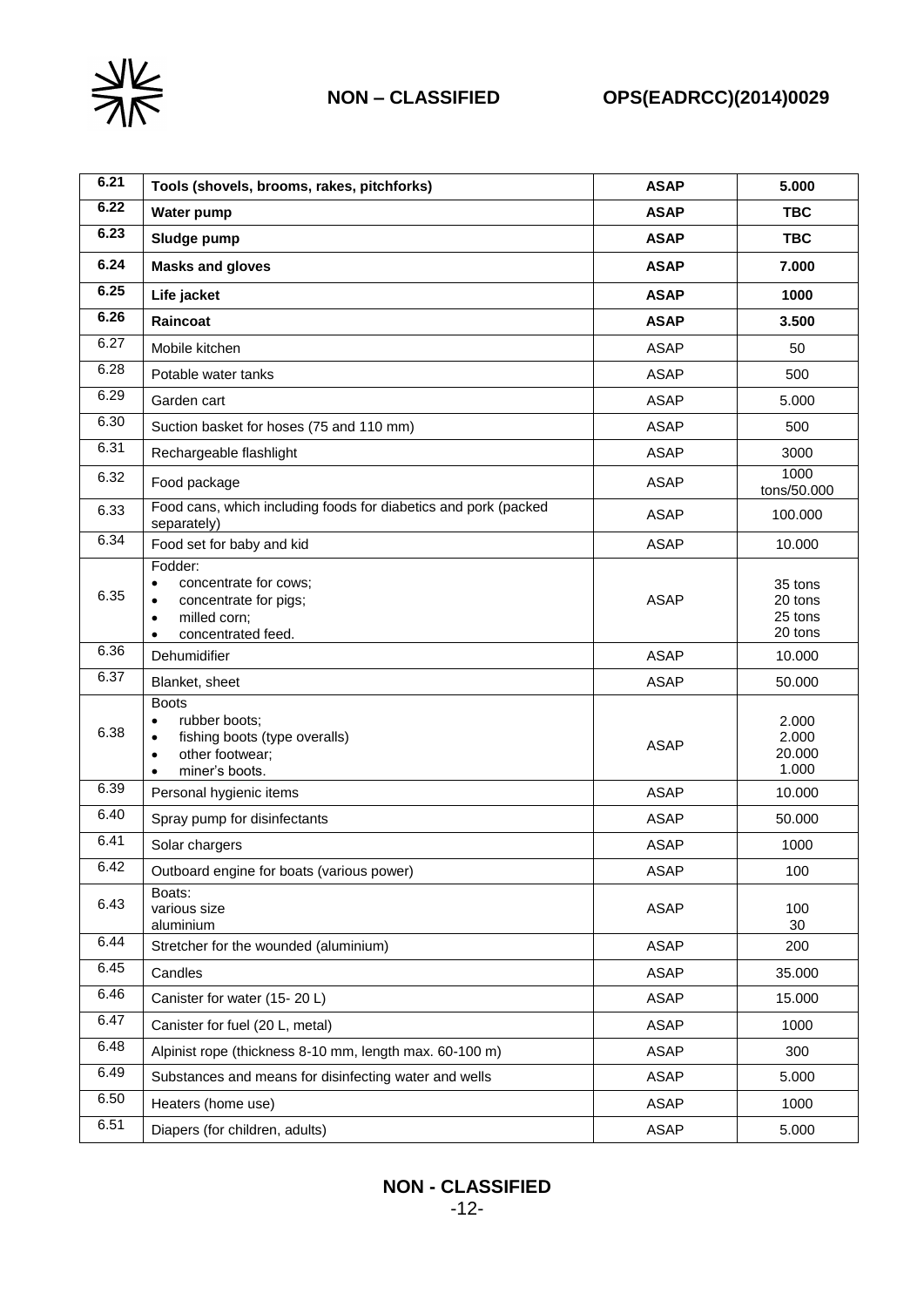| | | | |
|---|---|---|---|
| **6.21** | **Tools (shovels, brooms, rakes, pitchforks)** | **ASAP** | **5.000** |
| **6.22** | **Water pump** | **ASAP** | **TBC** |
| **6.23** | **Sludge pump** | **ASAP** | **TBC** |
| **6.24** | **Masks and gloves** | **ASAP** | **7.000** |
| **6.25** | **Life jacket** | **ASAP** | **1000** |
| **6.26** | **Raincoat** | **ASAP** | **3.500** |
| 6.27 | Mobile kitchen | ASAP | 50 |
| 6.28 | Potable water tanks | ASAP | 500 |
| 6.29 | Garden cart | ASAP | 5.000 |
| 6.30 | Suction basket for hoses (75 and 110 mm) | ASAP | 500 |
| 6.31 | Rechargeable flashlight | ASAP | 3000 |
| 6.32 | Food package | ASAP | 1000 tons/50.000 |
| 6.33 | Food cans, which including foods for diabetics and pork (packed separately) | ASAP | 100.000 |
| 6.34 | Food set for baby and kid | ASAP | 10.000 |
| 6.35 | Fodder:<br>• concentrate for cows;<br>• concentrate for pigs;<br>• milled corn;<br>• concentrated feed. | ASAP | <br>35 tons<br>20 tons<br>25 tons<br>20 tons |
| 6.36 | Dehumidifier | ASAP | 10.000 |
| 6.37 | Blanket, sheet | ASAP | 50.000 |
| 6.38 | Boots<br>• rubber boots;<br>• fishing boots (type overalls)<br>• other footwear;<br>• miner's boots. | ASAP | <br>2.000<br>2.000<br>20.000<br>1.000 |
| 6.39 | Personal hygienic items | ASAP | 10.000 |
| 6.40 | Spray pump for disinfectants | ASAP | 50.000 |
| 6.41 | Solar chargers | ASAP | 1000 |
| 6.42 | Outboard engine for boats (various power) | ASAP | 100 |
| 6.43 | Boats:<br>various size<br>aluminium | ASAP | <br>100<br>30 |
| 6.44 | Stretcher for the wounded (aluminium) | ASAP | 200 |
| 6.45 | Candles | ASAP | 35.000 |
| 6.46 | Canister for water (15- 20 L) | ASAP | 15.000 |
| 6.47 | Canister for fuel (20 L, metal) | ASAP | 1000 |
| 6.48 | Alpinist rope (thickness 8-10 mm, length max. 60-100 m) | ASAP | 300 |
| 6.49 | Substances and means for disinfecting water and wells | ASAP | 5.000 |
| 6.50 | Heaters (home use) | ASAP | 1000 |
| 6.51 | Diapers (for children, adults) | ASAP | 5.000 |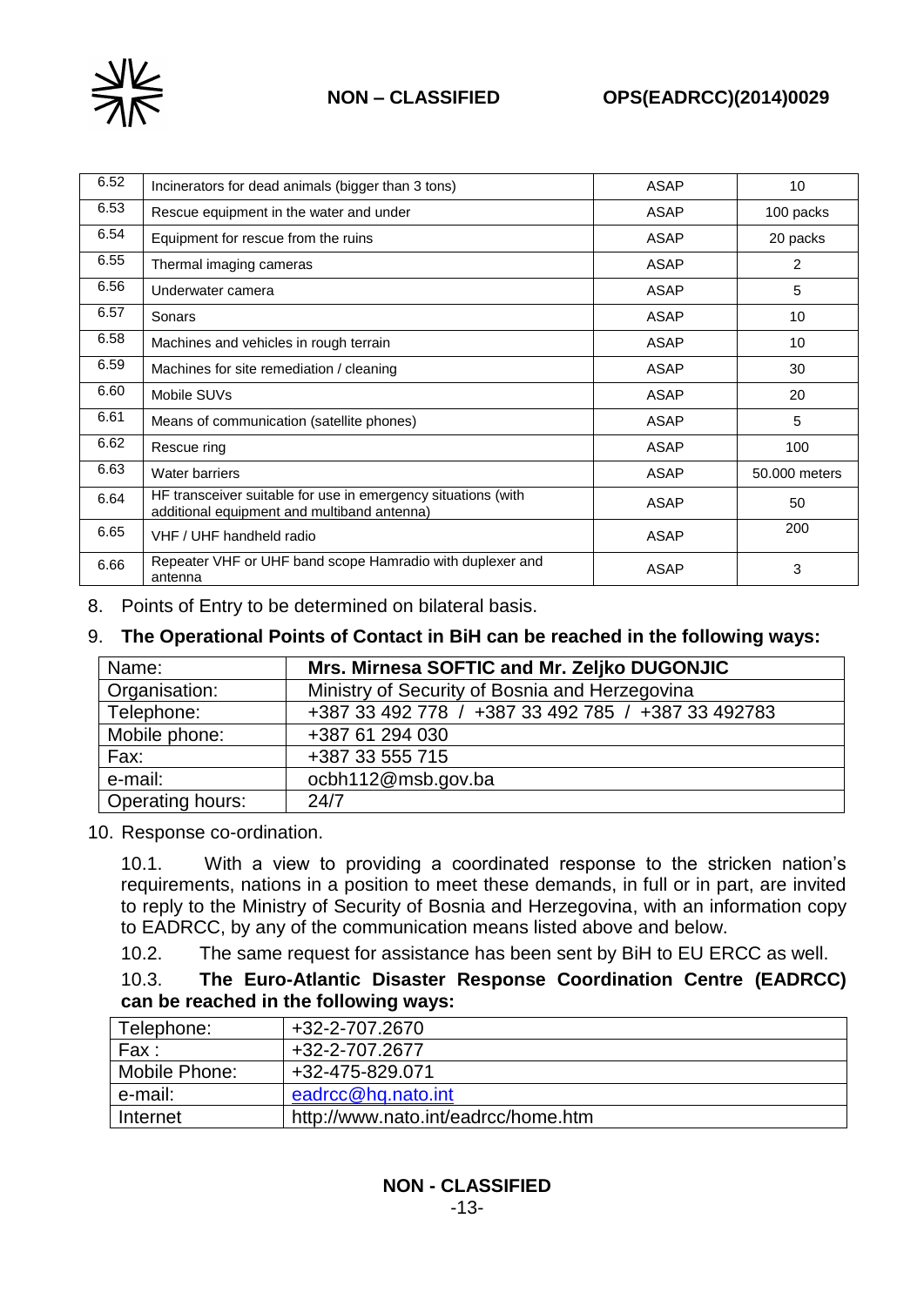| | | | |
|---|---|---|---|
| 6.52 | Incinerators for dead animals (bigger than 3 tons) | ASAP | 10 |
| 6.53 | Rescue equipment in the water and under | ASAP | 100 packs |
| 6.54 | Equipment for rescue from the ruins | ASAP | 20 packs |
| 6.55 | Thermal imaging cameras | ASAP | 2 |
| 6.56 | Underwater camera | ASAP | 5 |
| 6.57 | Sonars | ASAP | 10 |
| 6.58 | Machines and vehicles in rough terrain | ASAP | 10 |
| 6.59 | Machines for site remediation / cleaning | ASAP | 30 |
| 6.60 | Mobile SUVs | ASAP | 20 |
| 6.61 | Means of communication (satellite phones) | ASAP | 5 |
| 6.62 | Rescue ring | ASAP | 100 |
| 6.63 | Water barriers | ASAP | 50.000 meters |
| 6.64 | HF transceiver suitable for use in emergency situations (with additional equipment and multiband antenna) | ASAP | 50 |
| 6.65 | VHF / UHF handheld radio | ASAP | 200 |
| 6.66 | Repeater VHF or UHF band scope Hamradio with duplexer and antenna | ASAP | 3 |

8. Points of Entry to be determined on bilateral basis.

9. **The Operational Points of Contact in BiH can be reached in the following ways:**

| Name: | **Mrs. Mirnesa SOFTIC and Mr. Zeljko DUGONJIC** |
|---|---|
| Organisation: | Ministry of Security of Bosnia and Herzegovina |
| Telephone: | +387 33 492 778 / +387 33 492 785 / +387 33 492783 |
| Mobile phone: | +387 61 294 030 |
| Fax: | +387 33 555 715 |
| e-mail: | ocbh112@msb.gov.ba |
| Operating hours: | 24/7 |

10. Response co-ordination.

10.1. With a view to providing a coordinated response to the stricken nation's requirements, nations in a position to meet these demands, in full or in part, are invited to reply to the Ministry of Security of Bosnia and Herzegovina, with an information copy to EADRCC, by any of the communication means listed above and below.

10.2. The same request for assistance has been sent by BiH to EU ERCC as well.

10.3. **The Euro-Atlantic Disaster Response Coordination Centre (EADRCC) can be reached in the following ways:**

| Telephone: | +32-2-707.2670 |
|---|---|
| Fax : | +32-2-707.2677 |
| Mobile Phone: | +32-475-829.071 |
| e-mail: | eadrcc@hq.nato.int |
| Internet | http://www.nato.int/eadrcc/home.htm |